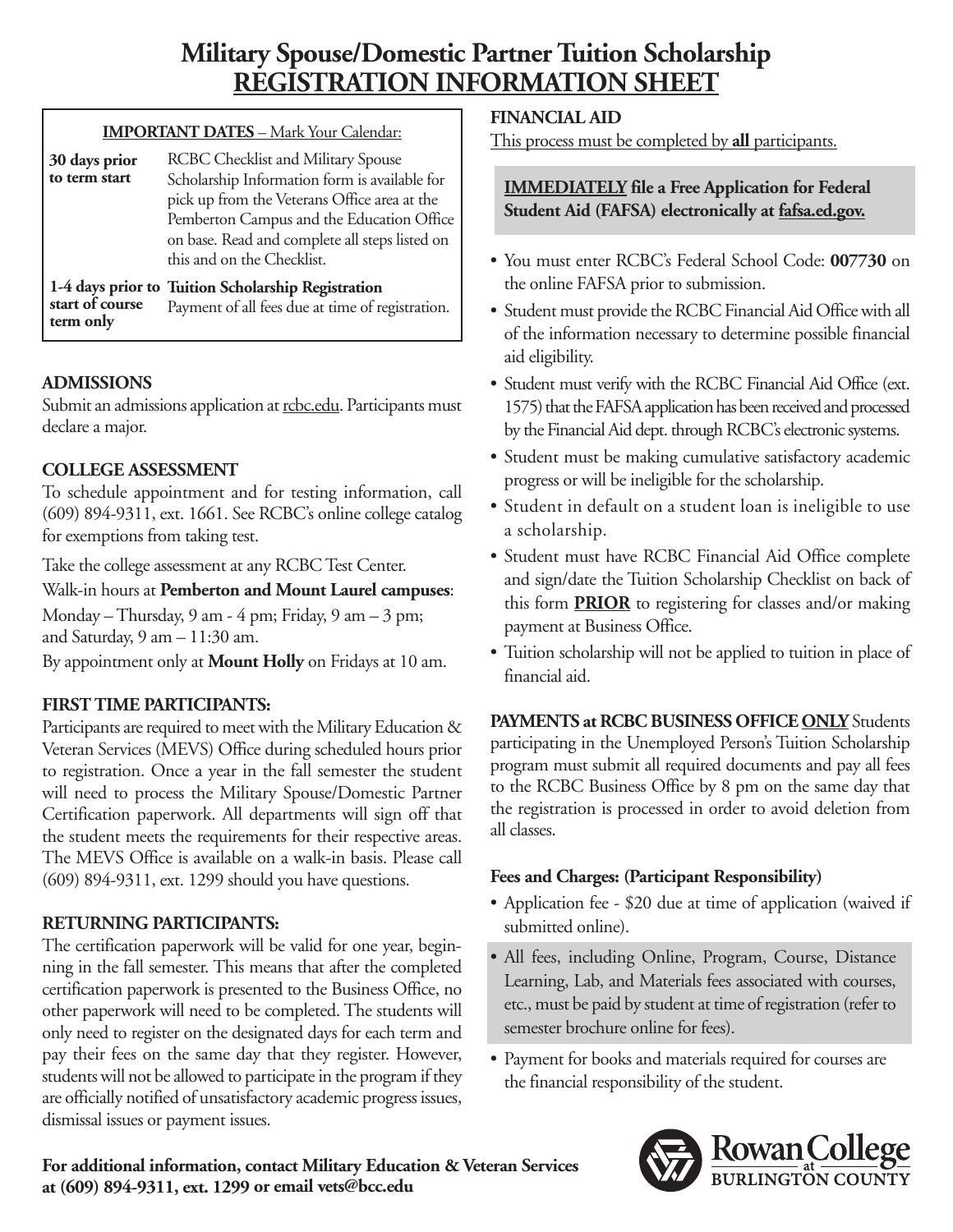# Military Spouse/Domestic Partner Tuition Scholarship
## REGISTRATION INFORMATION SHEET

**IMPORTANT DATES** – Mark Your Calendar:

| | |
|---|---|
| **30 days prior to term start** | RCBC Checklist and Military Spouse Scholarship Information form is available for pick up from the Veterans Office area at the Pemberton Campus and the Education Office on base. Read and complete all steps listed on this and on the Checklist. |
| **1-4 days prior to start of course term only** | **Tuition Scholarship Registration** Payment of all fees due at time of registration. |

### ADMISSIONS

Submit an admissions application at rcbc.edu. Participants must declare a major.

### COLLEGE ASSESSMENT

To schedule appointment and for testing information, call (609) 894-9311, ext. 1661. See RCBC's online college catalog for exemptions from taking test.

Take the college assessment at any RCBC Test Center.

Walk-in hours at **Pemberton and Mount Laurel campuses**:

Monday – Thursday, 9 am - 4 pm; Friday, 9 am – 3 pm; and Saturday, 9 am – 11:30 am.

By appointment only at **Mount Holly** on Fridays at 10 am.

### FIRST TIME PARTICIPANTS:

Participants are required to meet with the Military Education & Veteran Services (MEVS) Office during scheduled hours prior to registration. Once a year in the fall semester the student will need to process the Military Spouse/Domestic Partner Certification paperwork. All departments will sign off that the student meets the requirements for their respective areas. The MEVS Office is available on a walk-in basis. Please call (609) 894-9311, ext. 1299 should you have questions.

### RETURNING PARTICIPANTS:

The certification paperwork will be valid for one year, beginning in the fall semester. This means that after the completed certification paperwork is presented to the Business Office, no other paperwork will need to be completed. The students will only need to register on the designated days for each term and pay their fees on the same day that they register. However, students will not be allowed to participate in the program if they are officially notified of unsatisfactory academic progress issues, dismissal issues or payment issues.

### FINANCIAL AID

This process must be completed by **all** participants.

**IMMEDIATELY file a Free Application for Federal Student Aid (FAFSA) electronically at fafsa.ed.gov.**

- You must enter RCBC's Federal School Code: **007730** on the online FAFSA prior to submission.
- Student must provide the RCBC Financial Aid Office with all of the information necessary to determine possible financial aid eligibility.
- Student must verify with the RCBC Financial Aid Office (ext. 1575) that the FAFSA application has been received and processed by the Financial Aid dept. through RCBC's electronic systems.
- Student must be making cumulative satisfactory academic progress or will be ineligible for the scholarship.
- Student in default on a student loan is ineligible to use a scholarship.
- Student must have RCBC Financial Aid Office complete and sign/date the Tuition Scholarship Checklist on back of this form **PRIOR** to registering for classes and/or making payment at Business Office.
- Tuition scholarship will not be applied to tuition in place of financial aid.

**PAYMENTS at RCBC BUSINESS OFFICE ONLY** Students participating in the Unemployed Person's Tuition Scholarship program must submit all required documents and pay all fees to the RCBC Business Office by 8 pm on the same day that the registration is processed in order to avoid deletion from all classes.

#### Fees and Charges: (Participant Responsibility)

- Application fee - $20 due at time of application (waived if submitted online).
- All fees, including Online, Program, Course, Distance Learning, Lab, and Materials fees associated with courses, etc., must be paid by student at time of registration (refer to semester brochure online for fees).
- Payment for books and materials required for courses are the financial responsibility of the student.

**For additional information, contact Military Education & Veteran Services at (609) 894-9311, ext. 1299 or email vets@bcc.edu**

Rowan College at Burlington County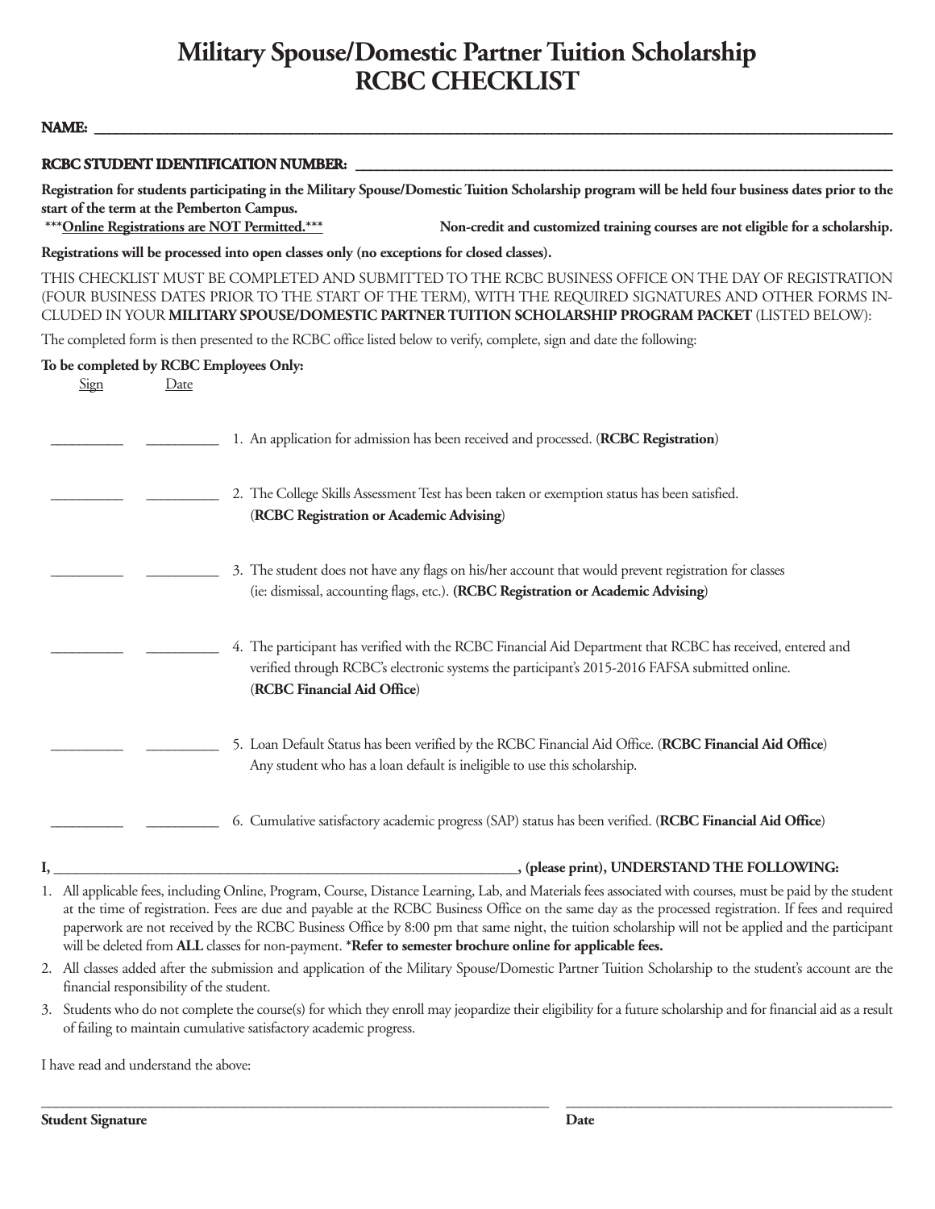# Military Spouse/Domestic Partner Tuition Scholarship
# RCBC CHECKLIST

**NAME:** ______________________________________________________________________________

**RCBC STUDENT IDENTIFICATION NUMBER:** ____________________________________________

**Registration for students participating in the Military Spouse/Domestic Tuition Scholarship program will be held four business dates prior to the start of the term at the Pemberton Campus.**

**\*\*\*<u>Online Registrations are NOT Permitted.</u>\*\*\*** **Non-credit and customized training courses are not eligible for a scholarship.**

**Registrations will be processed into open classes only (no exceptions for closed classes).**

THIS CHECKLIST MUST BE COMPLETED AND SUBMITTED TO THE RCBC BUSINESS OFFICE ON THE DAY OF REGISTRATION (FOUR BUSINESS DATES PRIOR TO THE START OF THE TERM), WITH THE REQUIRED SIGNATURES AND OTHER FORMS INCLUDED IN YOUR **MILITARY SPOUSE/DOMESTIC PARTNER TUITION SCHOLARSHIP PROGRAM PACKET** (LISTED BELOW):

The completed form is then presented to the RCBC office listed below to verify, complete, sign and date the following:

**To be completed by RCBC Employees Only:**

| <u>Sign</u> | <u>Date</u> | |
|---|---|---|
| __________ | __________ | 1. An application for admission has been received and processed. (**RCBC Registration**) |
| __________ | __________ | 2. The College Skills Assessment Test has been taken or exemption status has been satisfied. (**RCBC Registration or Academic Advising**) |
| __________ | __________ | 3. The student does not have any flags on his/her account that would prevent registration for classes (ie: dismissal, accounting flags, etc.). **(RCBC Registration or Academic Advising)** |
| __________ | __________ | 4. The participant has verified with the RCBC Financial Aid Department that RCBC has received, entered and verified through RCBC's electronic systems the participant's 2015-2016 FAFSA submitted online. (**RCBC Financial Aid Office**) |
| __________ | __________ | 5. Loan Default Status has been verified by the RCBC Financial Aid Office. (**RCBC Financial Aid Office**) Any student who has a loan default is ineligible to use this scholarship. |
| __________ | __________ | 6. Cumulative satisfactory academic progress (SAP) status has been verified. (**RCBC Financial Aid Office**) |

**I, ______________________________________________, (please print), UNDERSTAND THE FOLLOWING:**

1. All applicable fees, including Online, Program, Course, Distance Learning, Lab, and Materials fees associated with courses, must be paid by the student at the time of registration. Fees are due and payable at the RCBC Business Office on the same day as the processed registration. If fees and required paperwork are not received by the RCBC Business Office by 8:00 pm that same night, the tuition scholarship will not be applied and the participant will be deleted from **ALL** classes for non-payment. **\*Refer to semester brochure online for applicable fees.**
2. All classes added after the submission and application of the Military Spouse/Domestic Partner Tuition Scholarship to the student's account are the financial responsibility of the student.
3. Students who do not complete the course(s) for which they enroll may jeopardize their eligibility for a future scholarship and for financial aid as a result of failing to maintain cumulative satisfactory academic progress.

I have read and understand the above:

______________________________________________ ______________________________

**Student Signature** **Date**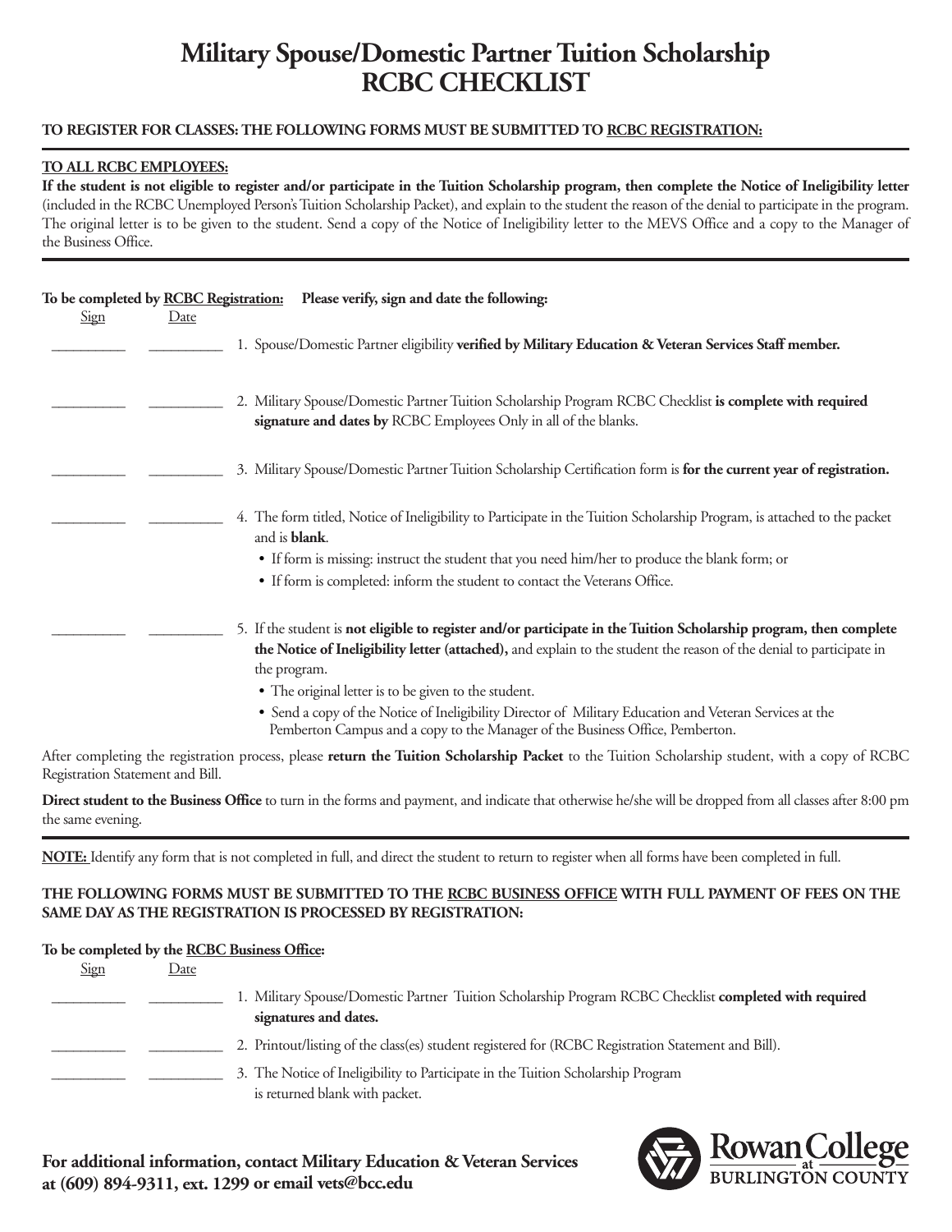# Military Spouse/Domestic Partner Tuition Scholarship
# RCBC CHECKLIST

**TO REGISTER FOR CLASSES: THE FOLLOWING FORMS MUST BE SUBMITTED TO RCBC REGISTRATION:**

**TO ALL RCBC EMPLOYEES:**
**If the student is not eligible to register and/or participate in the Tuition Scholarship program, then complete the Notice of Ineligibility letter** (included in the RCBC Unemployed Person's Tuition Scholarship Packet), and explain to the student the reason of the denial to participate in the program. The original letter is to be given to the student. Send a copy of the Notice of Ineligibility letter to the MEVS Office and a copy to the Manager of the Business Office.

**To be completed by RCBC Registration:** **Please verify, sign and date the following:**

| Sign | Date | |
|---|---|---|
| __________ | __________ | 1. Spouse/Domestic Partner eligibility **verified by Military Education & Veteran Services Staff member.** |
| __________ | __________ | 2. Military Spouse/Domestic Partner Tuition Scholarship Program RCBC Checklist **is complete with required signature and dates by** RCBC Employees Only in all of the blanks. |
| __________ | __________ | 3. Military Spouse/Domestic Partner Tuition Scholarship Certification form is **for the current year of registration.** |
| __________ | __________ | 4. The form titled, Notice of Ineligibility to Participate in the Tuition Scholarship Program, is attached to the packet and is **blank**. • If form is missing: instruct the student that you need him/her to produce the blank form; or • If form is completed: inform the student to contact the Veterans Office. |
| __________ | __________ | 5. If the student is **not eligible to register and/or participate in the Tuition Scholarship program, then complete the Notice of Ineligibility letter (attached),** and explain to the student the reason of the denial to participate in the program. • The original letter is to be given to the student. • Send a copy of the Notice of Ineligibility Director of Military Education and Veteran Services at the Pemberton Campus and a copy to the Manager of the Business Office, Pemberton. |

After completing the registration process, please **return the Tuition Scholarship Packet** to the Tuition Scholarship student, with a copy of RCBC Registration Statement and Bill.

**Direct student to the Business Office** to turn in the forms and payment, and indicate that otherwise he/she will be dropped from all classes after 8:00 pm the same evening.

**NOTE:** Identify any form that is not completed in full, and direct the student to return to register when all forms have been completed in full.

**THE FOLLOWING FORMS MUST BE SUBMITTED TO THE RCBC BUSINESS OFFICE WITH FULL PAYMENT OF FEES ON THE SAME DAY AS THE REGISTRATION IS PROCESSED BY REGISTRATION:**

**To be completed by the RCBC Business Office:**

| Sign | Date | |
|---|---|---|
| __________ | __________ | 1. Military Spouse/Domestic Partner Tuition Scholarship Program RCBC Checklist **completed with required signatures and dates.** |
| __________ | __________ | 2. Printout/listing of the class(es) student registered for (RCBC Registration Statement and Bill). |
| __________ | __________ | 3. The Notice of Ineligibility to Participate in the Tuition Scholarship Program is returned blank with packet. |

**For additional information, contact Military Education & Veteran Services at (609) 894-9311, ext. 1299 or email vets@bcc.edu**

Rowan College at Burlington County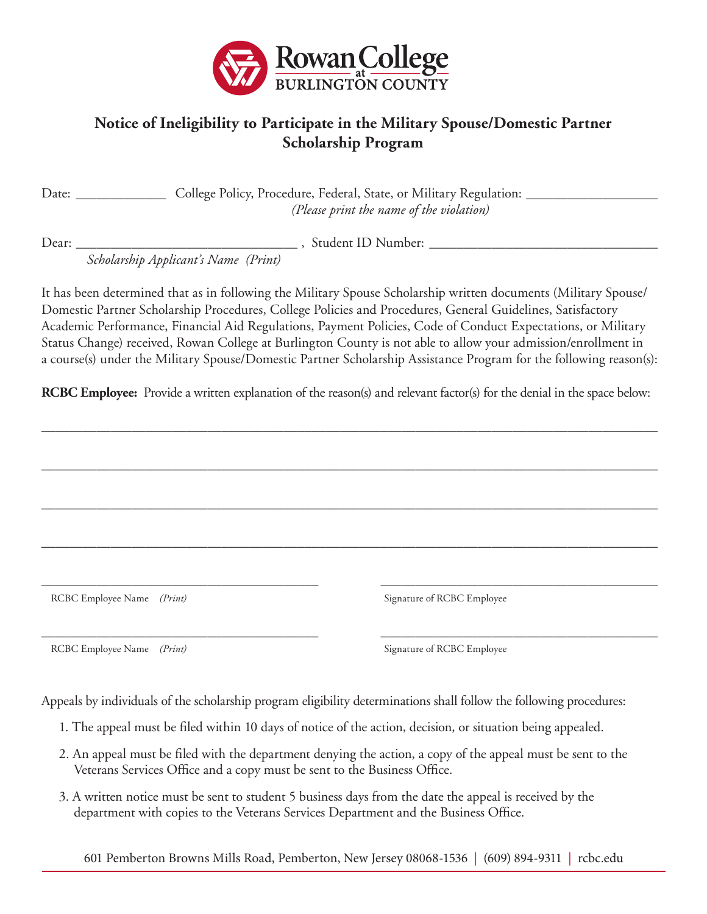Rowan College at BURLINGTON COUNTY

## Notice of Ineligibility to Participate in the Military Spouse/Domestic Partner Scholarship Program

Date: _____________ College Policy, Procedure, Federal, State, or Military Regulation: ___________________
*(Please print the name of the violation)*

Dear: ________________________________ , Student ID Number: _________________________________
*Scholarship Applicant's Name (Print)*

It has been determined that as in following the Military Spouse Scholarship written documents (Military Spouse/Domestic Partner Scholarship Procedures, College Policies and Procedures, General Guidelines, Satisfactory Academic Performance, Financial Aid Regulations, Payment Policies, Code of Conduct Expectations, or Military Status Change) received, Rowan College at Burlington County is not able to allow your admission/enrollment in a course(s) under the Military Spouse/Domestic Partner Scholarship Assistance Program for the following reason(s):

**RCBC Employee:** Provide a written explanation of the reason(s) and relevant factor(s) for the denial in the space below:

______________________________________________________________________________

______________________________________________________________________________

______________________________________________________________________________

______________________________________________________________________________

__________________________________________ __________________________________________
RCBC Employee Name *(Print)* Signature of RCBC Employee

__________________________________________ __________________________________________
RCBC Employee Name *(Print)* Signature of RCBC Employee

Appeals by individuals of the scholarship program eligibility determinations shall follow the following procedures:

1. The appeal must be filed within 10 days of notice of the action, decision, or situation being appealed.
2. An appeal must be filed with the department denying the action, a copy of the appeal must be sent to the Veterans Services Office and a copy must be sent to the Business Office.
3. A written notice must be sent to student 5 business days from the date the appeal is received by the department with copies to the Veterans Services Department and the Business Office.

601 Pemberton Browns Mills Road, Pemberton, New Jersey 08068-1536 | (609) 894-9311 | rcbc.edu